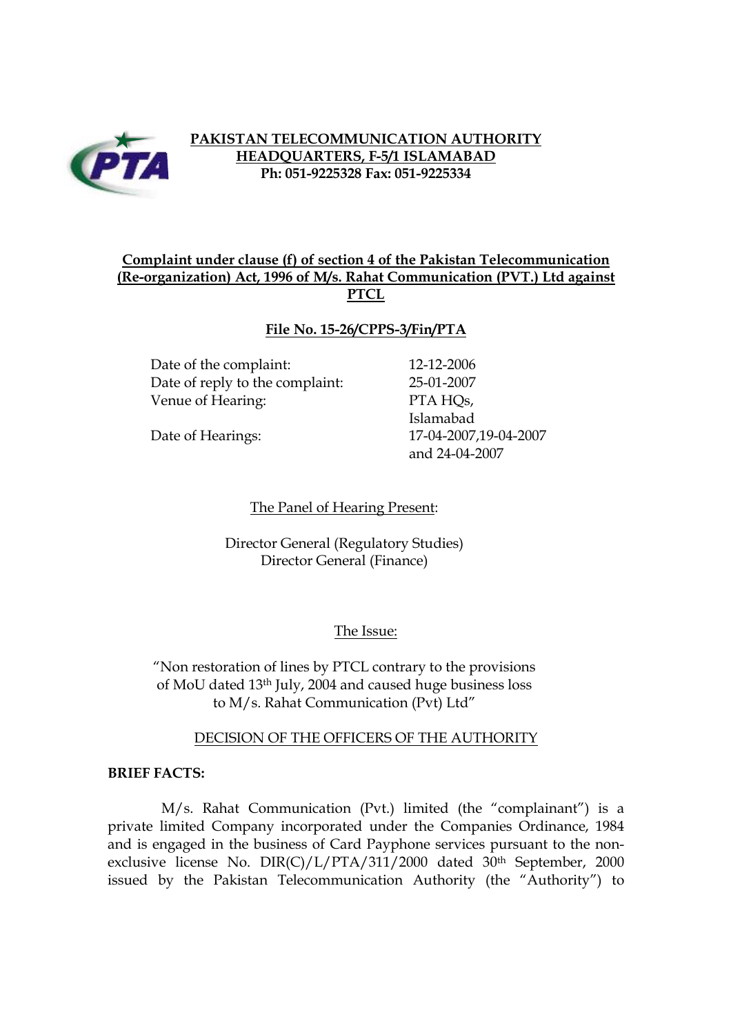**PAKISTAN TELECOMMUNICATION AUTHORITY**
**HEADQUARTERS, F-5/1 ISLAMABAD**
**Ph: 051-9225328 Fax: 051-9225334**

## Complaint under clause (f) of section 4 of the Pakistan Telecommunication (Re-organization) Act, 1996 of M/s. Rahat Communication (PVT.) Ltd against PTCL

**File No. 15-26/CPPS-3/Fin/PTA**

| | |
|---|---|
| Date of the complaint: | 12-12-2006 |
| Date of reply to the complaint: | 25-01-2007 |
| Venue of Hearing: | PTA HQs, Islamabad |
| Date of Hearings: | 17-04-2007,19-04-2007 and 24-04-2007 |

The Panel of Hearing Present:

Director General (Regulatory Studies)
Director General (Finance)

The Issue:

"Non restoration of lines by PTCL contrary to the provisions of MoU dated 13th July, 2004 and caused huge business loss to M/s. Rahat Communication (Pvt) Ltd"

DECISION OF THE OFFICERS OF THE AUTHORITY

**BRIEF FACTS:**

M/s. Rahat Communication (Pvt.) limited (the "complainant") is a private limited Company incorporated under the Companies Ordinance, 1984 and is engaged in the business of Card Payphone services pursuant to the non-exclusive license No. DIR(C)/L/PTA/311/2000 dated 30th September, 2000 issued by the Pakistan Telecommunication Authority (the "Authority") to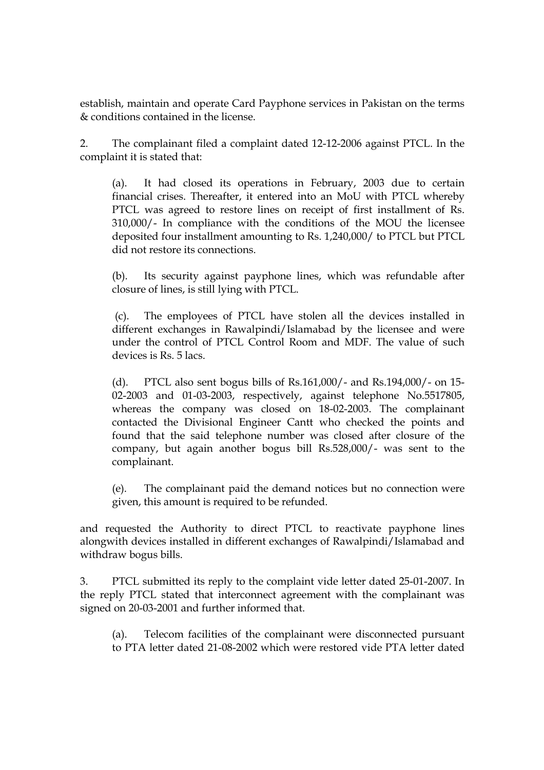establish, maintain and operate Card Payphone services in Pakistan on the terms & conditions contained in the license.

2. The complainant filed a complaint dated 12-12-2006 against PTCL. In the complaint it is stated that:

> (a). It had closed its operations in February, 2003 due to certain financial crises. Thereafter, it entered into an MoU with PTCL whereby PTCL was agreed to restore lines on receipt of first installment of Rs. 310,000/- In compliance with the conditions of the MOU the licensee deposited four installment amounting to Rs. 1,240,000/ to PTCL but PTCL did not restore its connections.
>
> (b). Its security against payphone lines, which was refundable after closure of lines, is still lying with PTCL.
>
> (c). The employees of PTCL have stolen all the devices installed in different exchanges in Rawalpindi/Islamabad by the licensee and were under the control of PTCL Control Room and MDF. The value of such devices is Rs. 5 lacs.
>
> (d). PTCL also sent bogus bills of Rs.161,000/- and Rs.194,000/- on 15-02-2003 and 01-03-2003, respectively, against telephone No.5517805, whereas the company was closed on 18-02-2003. The complainant contacted the Divisional Engineer Cantt who checked the points and found that the said telephone number was closed after closure of the company, but again another bogus bill Rs.528,000/- was sent to the complainant.
>
> (e). The complainant paid the demand notices but no connection were given, this amount is required to be refunded.

and requested the Authority to direct PTCL to reactivate payphone lines alongwith devices installed in different exchanges of Rawalpindi/Islamabad and withdraw bogus bills.

3. PTCL submitted its reply to the complaint vide letter dated 25-01-2007. In the reply PTCL stated that interconnect agreement with the complainant was signed on 20-03-2001 and further informed that.

> (a). Telecom facilities of the complainant were disconnected pursuant to PTA letter dated 21-08-2002 which were restored vide PTA letter dated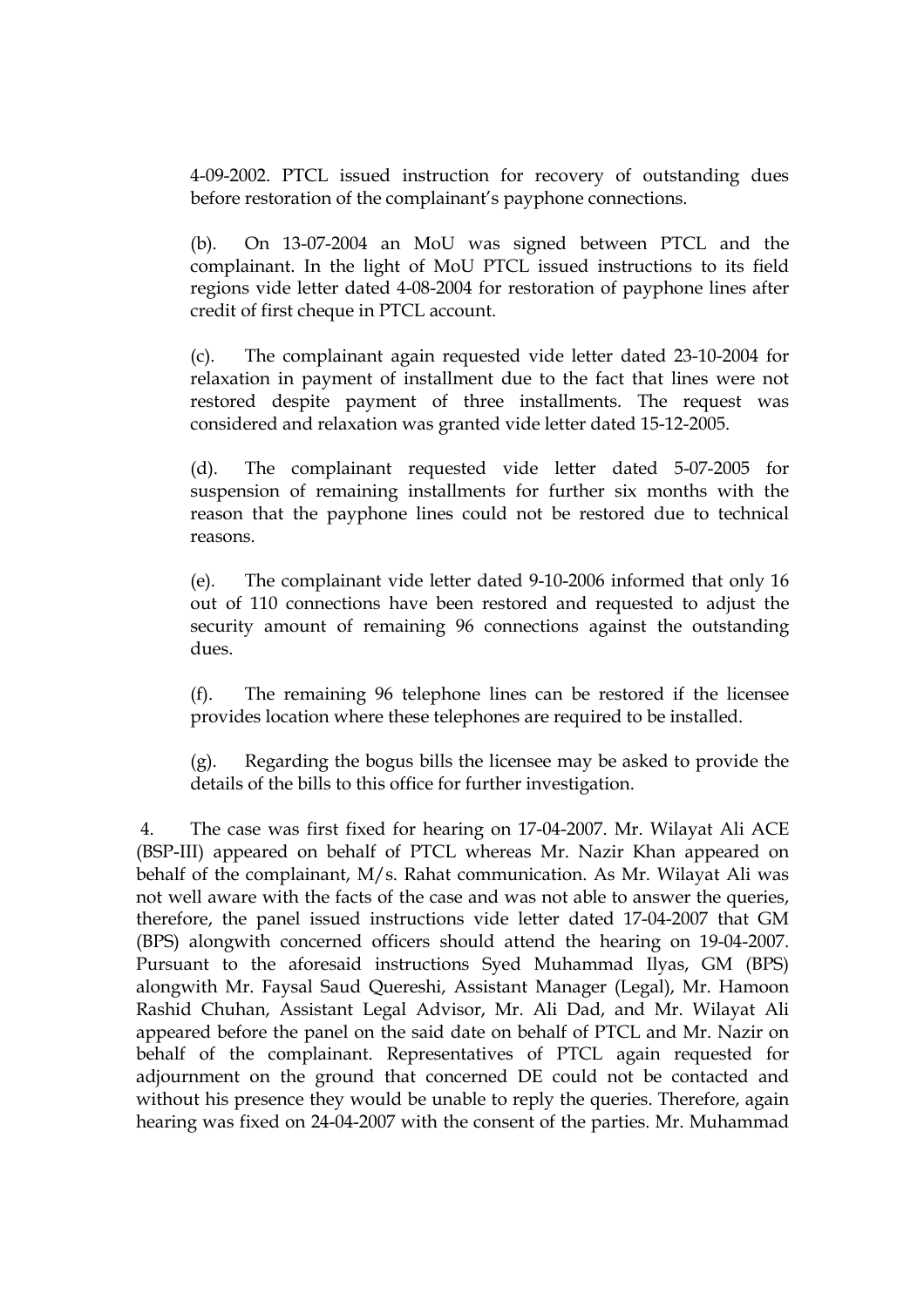4-09-2002. PTCL issued instruction for recovery of outstanding dues before restoration of the complainant's payphone connections.

(b). On 13-07-2004 an MoU was signed between PTCL and the complainant. In the light of MoU PTCL issued instructions to its field regions vide letter dated 4-08-2004 for restoration of payphone lines after credit of first cheque in PTCL account.

(c). The complainant again requested vide letter dated 23-10-2004 for relaxation in payment of installment due to the fact that lines were not restored despite payment of three installments. The request was considered and relaxation was granted vide letter dated 15-12-2005.

(d). The complainant requested vide letter dated 5-07-2005 for suspension of remaining installments for further six months with the reason that the payphone lines could not be restored due to technical reasons.

(e). The complainant vide letter dated 9-10-2006 informed that only 16 out of 110 connections have been restored and requested to adjust the security amount of remaining 96 connections against the outstanding dues.

(f). The remaining 96 telephone lines can be restored if the licensee provides location where these telephones are required to be installed.

(g). Regarding the bogus bills the licensee may be asked to provide the details of the bills to this office for further investigation.

4. The case was first fixed for hearing on 17-04-2007. Mr. Wilayat Ali ACE (BSP-III) appeared on behalf of PTCL whereas Mr. Nazir Khan appeared on behalf of the complainant, M/s. Rahat communication. As Mr. Wilayat Ali was not well aware with the facts of the case and was not able to answer the queries, therefore, the panel issued instructions vide letter dated 17-04-2007 that GM (BPS) alongwith concerned officers should attend the hearing on 19-04-2007. Pursuant to the aforesaid instructions Syed Muhammad Ilyas, GM (BPS) alongwith Mr. Faysal Saud Quereshi, Assistant Manager (Legal), Mr. Hamoon Rashid Chuhan, Assistant Legal Advisor, Mr. Ali Dad, and Mr. Wilayat Ali appeared before the panel on the said date on behalf of PTCL and Mr. Nazir on behalf of the complainant. Representatives of PTCL again requested for adjournment on the ground that concerned DE could not be contacted and without his presence they would be unable to reply the queries. Therefore, again hearing was fixed on 24-04-2007 with the consent of the parties. Mr. Muhammad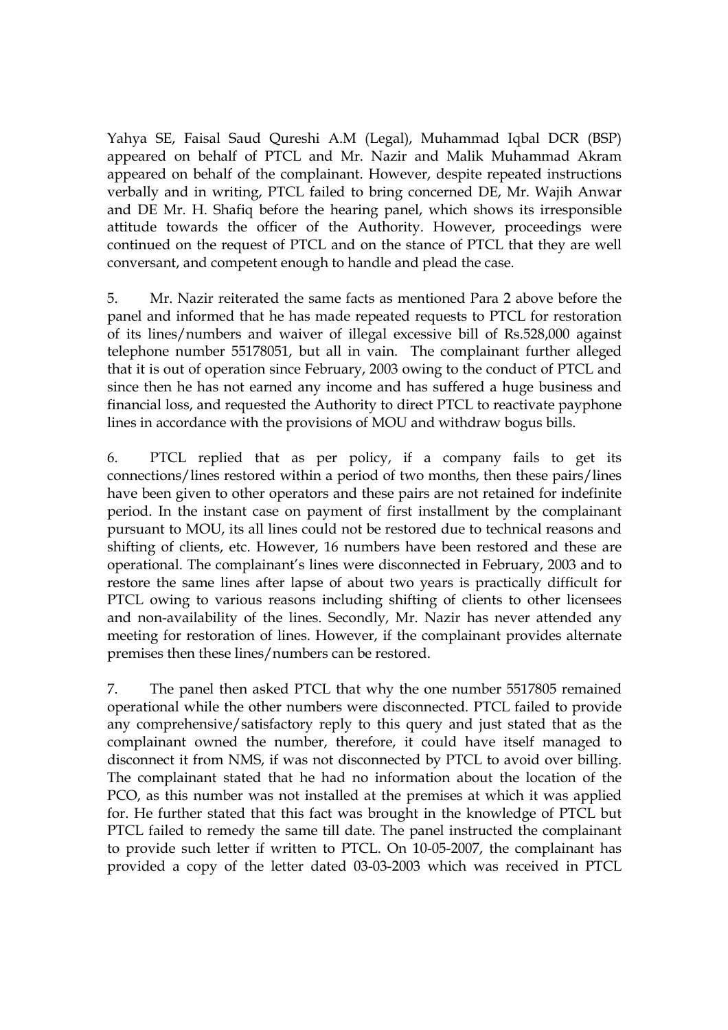Yahya SE, Faisal Saud Qureshi A.M (Legal), Muhammad Iqbal DCR (BSP) appeared on behalf of PTCL and Mr. Nazir and Malik Muhammad Akram appeared on behalf of the complainant. However, despite repeated instructions verbally and in writing, PTCL failed to bring concerned DE, Mr. Wajih Anwar and DE Mr. H. Shafiq before the hearing panel, which shows its irresponsible attitude towards the officer of the Authority. However, proceedings were continued on the request of PTCL and on the stance of PTCL that they are well conversant, and competent enough to handle and plead the case.

5. Mr. Nazir reiterated the same facts as mentioned Para 2 above before the panel and informed that he has made repeated requests to PTCL for restoration of its lines/numbers and waiver of illegal excessive bill of Rs.528,000 against telephone number 55178051, but all in vain. The complainant further alleged that it is out of operation since February, 2003 owing to the conduct of PTCL and since then he has not earned any income and has suffered a huge business and financial loss, and requested the Authority to direct PTCL to reactivate payphone lines in accordance with the provisions of MOU and withdraw bogus bills.

6. PTCL replied that as per policy, if a company fails to get its connections/lines restored within a period of two months, then these pairs/lines have been given to other operators and these pairs are not retained for indefinite period. In the instant case on payment of first installment by the complainant pursuant to MOU, its all lines could not be restored due to technical reasons and shifting of clients, etc. However, 16 numbers have been restored and these are operational. The complainant's lines were disconnected in February, 2003 and to restore the same lines after lapse of about two years is practically difficult for PTCL owing to various reasons including shifting of clients to other licensees and non-availability of the lines. Secondly, Mr. Nazir has never attended any meeting for restoration of lines. However, if the complainant provides alternate premises then these lines/numbers can be restored.

7. The panel then asked PTCL that why the one number 5517805 remained operational while the other numbers were disconnected. PTCL failed to provide any comprehensive/satisfactory reply to this query and just stated that as the complainant owned the number, therefore, it could have itself managed to disconnect it from NMS, if was not disconnected by PTCL to avoid over billing. The complainant stated that he had no information about the location of the PCO, as this number was not installed at the premises at which it was applied for. He further stated that this fact was brought in the knowledge of PTCL but PTCL failed to remedy the same till date. The panel instructed the complainant to provide such letter if written to PTCL. On 10-05-2007, the complainant has provided a copy of the letter dated 03-03-2003 which was received in PTCL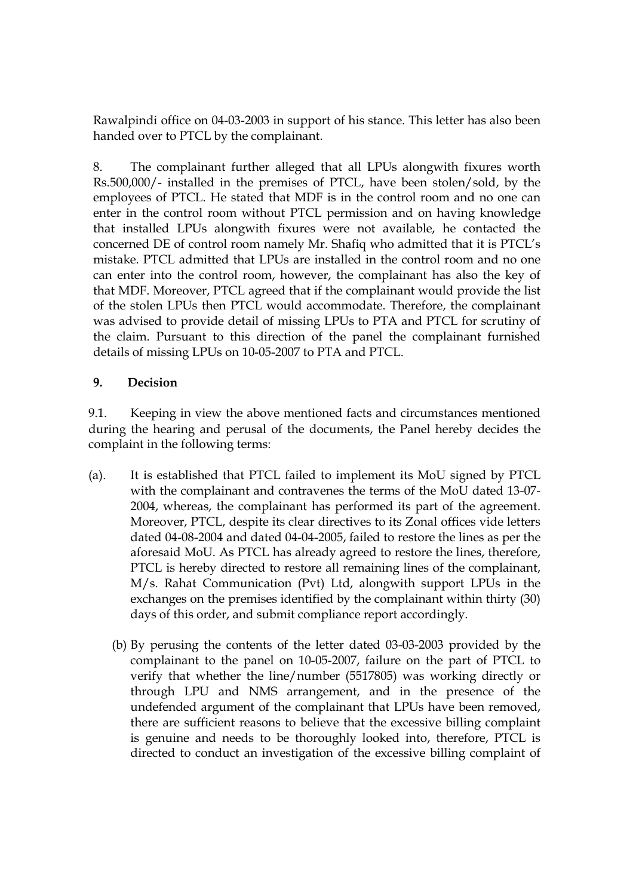Rawalpindi office on 04-03-2003 in support of his stance. This letter has also been handed over to PTCL by the complainant.

8. The complainant further alleged that all LPUs alongwith fixures worth Rs.500,000/- installed in the premises of PTCL, have been stolen/sold, by the employees of PTCL. He stated that MDF is in the control room and no one can enter in the control room without PTCL permission and on having knowledge that installed LPUs alongwith fixures were not available, he contacted the concerned DE of control room namely Mr. Shafiq who admitted that it is PTCL's mistake. PTCL admitted that LPUs are installed in the control room and no one can enter into the control room, however, the complainant has also the key of that MDF. Moreover, PTCL agreed that if the complainant would provide the list of the stolen LPUs then PTCL would accommodate. Therefore, the complainant was advised to provide detail of missing LPUs to PTA and PTCL for scrutiny of the claim. Pursuant to this direction of the panel the complainant furnished details of missing LPUs on 10-05-2007 to PTA and PTCL.

**9. Decision**

9.1. Keeping in view the above mentioned facts and circumstances mentioned during the hearing and perusal of the documents, the Panel hereby decides the complaint in the following terms:

(a). It is established that PTCL failed to implement its MoU signed by PTCL with the complainant and contravenes the terms of the MoU dated 13-07-2004, whereas, the complainant has performed its part of the agreement. Moreover, PTCL, despite its clear directives to its Zonal offices vide letters dated 04-08-2004 and dated 04-04-2005, failed to restore the lines as per the aforesaid MoU. As PTCL has already agreed to restore the lines, therefore, PTCL is hereby directed to restore all remaining lines of the complainant, M/s. Rahat Communication (Pvt) Ltd, alongwith support LPUs in the exchanges on the premises identified by the complainant within thirty (30) days of this order, and submit compliance report accordingly.

(b) By perusing the contents of the letter dated 03-03-2003 provided by the complainant to the panel on 10-05-2007, failure on the part of PTCL to verify that whether the line/number (5517805) was working directly or through LPU and NMS arrangement, and in the presence of the undefended argument of the complainant that LPUs have been removed, there are sufficient reasons to believe that the excessive billing complaint is genuine and needs to be thoroughly looked into, therefore, PTCL is directed to conduct an investigation of the excessive billing complaint of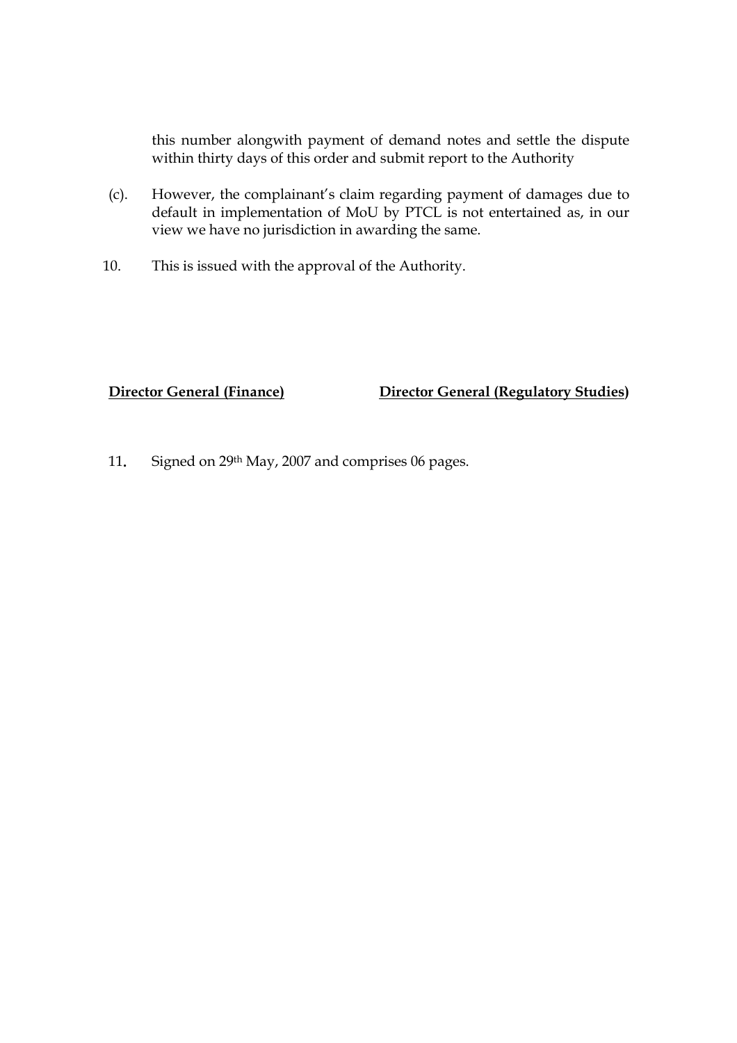this number alongwith payment of demand notes and settle the dispute within thirty days of this order and submit report to the Authority

(c). However, the complainant's claim regarding payment of damages due to default in implementation of MoU by PTCL is not entertained as, in our view we have no jurisdiction in awarding the same.

10. This is issued with the approval of the Authority.

**<u>Director General (Finance)</u>** **<u>Director General (Regulatory Studies)</u>**

11. Signed on 29th May, 2007 and comprises 06 pages.